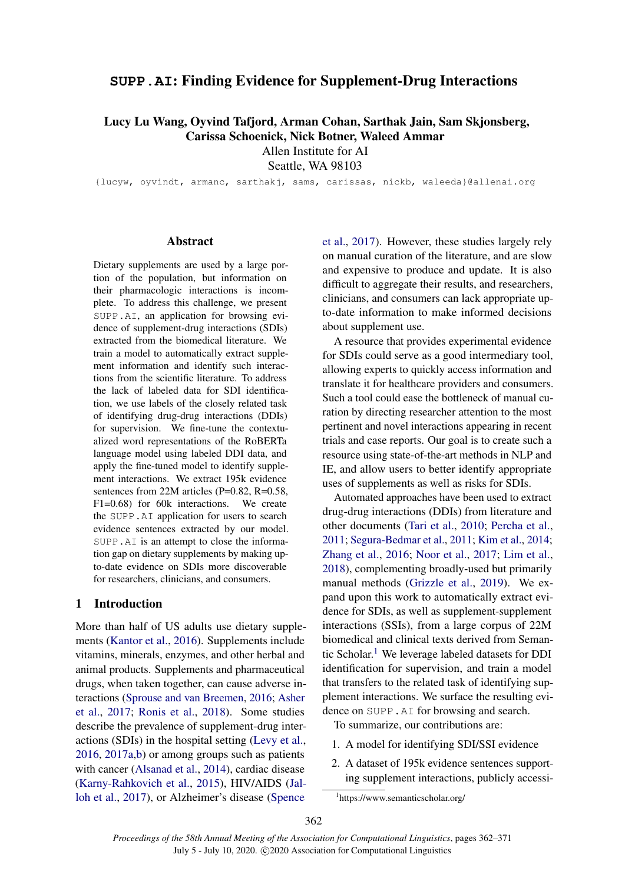# SUPP.AI: Finding Evidence for Supplement-Drug Interactions

**Lucy Lu Wang, Oyvind Tafjord, Arman Cohan, Sarthak Jain, Sam Skjonsberg, Carissa Schoenick, Nick Botner, Waleed Ammar**

Allen Institute for AI
Seattle, WA 98103

{lucyw, oyvindt, armanc, sarthakj, sams, carissas, nickb, waleeda}@allenai.org

## Abstract

Dietary supplements are used by a large portion of the population, but information on their pharmacologic interactions is incomplete. To address this challenge, we present SUPP.AI, an application for browsing evidence of supplement-drug interactions (SDIs) extracted from the biomedical literature. We train a model to automatically extract supplement information and identify such interactions from the scientific literature. To address the lack of labeled data for SDI identification, we use labels of the closely related task of identifying drug-drug interactions (DDIs) for supervision. We fine-tune the contextualized word representations of the RoBERTa language model using labeled DDI data, and apply the fine-tuned model to identify supplement interactions. We extract 195k evidence sentences from 22M articles (P=0.82, R=0.58, F1=0.68) for 60k interactions. We create the SUPP.AI application for users to search evidence sentences extracted by our model. SUPP.AI is an attempt to close the information gap on dietary supplements by making up-to-date evidence on SDIs more discoverable for researchers, clinicians, and consumers.

## 1 Introduction

More than half of US adults use dietary supplements (Kantor et al., 2016). Supplements include vitamins, minerals, enzymes, and other herbal and animal products. Supplements and pharmaceutical drugs, when taken together, can cause adverse interactions (Sprouse and van Breemen, 2016; Asher et al., 2017; Ronis et al., 2018). Some studies describe the prevalence of supplement-drug interactions (SDIs) in the hospital setting (Levy et al., 2016, 2017a,b) or among groups such as patients with cancer (Alsanad et al., 2014), cardiac disease (Karny-Rahkovich et al., 2015), HIV/AIDS (Jalloh et al., 2017), or Alzheimer's disease (Spence et al., 2017). However, these studies largely rely on manual curation of the literature, and are slow and expensive to produce and update. It is also difficult to aggregate their results, and researchers, clinicians, and consumers can lack appropriate up-to-date information to make informed decisions about supplement use.

A resource that provides experimental evidence for SDIs could serve as a good intermediary tool, allowing experts to quickly access information and translate it for healthcare providers and consumers. Such a tool could ease the bottleneck of manual curation by directing researcher attention to the most pertinent and novel interactions appearing in recent trials and case reports. Our goal is to create such a resource using state-of-the-art methods in NLP and IE, and allow users to better identify appropriate uses of supplements as well as risks for SDIs.

Automated approaches have been used to extract drug-drug interactions (DDIs) from literature and other documents (Tari et al., 2010; Percha et al., 2011; Segura-Bedmar et al., 2011; Kim et al., 2014; Zhang et al., 2016; Noor et al., 2017; Lim et al., 2018), complementing broadly-used but primarily manual methods (Grizzle et al., 2019). We expand upon this work to automatically extract evidence for SDIs, as well as supplement-supplement interactions (SSIs), from a large corpus of 22M biomedical and clinical texts derived from Semantic Scholar.[1] We leverage labeled datasets for DDI identification for supervision, and train a model that transfers to the related task of identifying supplement interactions. We surface the resulting evidence on SUPP.AI for browsing and search.

To summarize, our contributions are:

1. A model for identifying SDI/SSI evidence
2. A dataset of 195k evidence sentences supporting supplement interactions, publicly accessi-

[1] https://www.semanticscholar.org/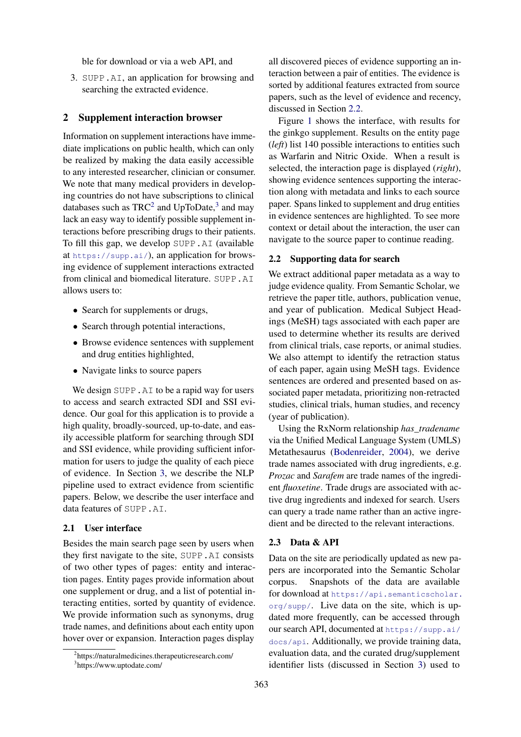ble for download or via a web API, and

3. SUPP.AI, an application for browsing and searching the extracted evidence.

## 2 Supplement interaction browser

Information on supplement interactions have immediate implications on public health, which can only be realized by making the data easily accessible to any interested researcher, clinician or consumer. We note that many medical providers in developing countries do not have subscriptions to clinical databases such as TRC[2] and UpToDate,[3] and may lack an easy way to identify possible supplement interactions before prescribing drugs to their patients. To fill this gap, we develop SUPP.AI (available at https://supp.ai/), an application for browsing evidence of supplement interactions extracted from clinical and biomedical literature. SUPP.AI allows users to:

- Search for supplements or drugs,
- Search through potential interactions,
- Browse evidence sentences with supplement and drug entities highlighted,
- Navigate links to source papers

We design SUPP.AI to be a rapid way for users to access and search extracted SDI and SSI evidence. Our goal for this application is to provide a high quality, broadly-sourced, up-to-date, and easily accessible platform for searching through SDI and SSI evidence, while providing sufficient information for users to judge the quality of each piece of evidence. In Section 3, we describe the NLP pipeline used to extract evidence from scientific papers. Below, we describe the user interface and data features of SUPP.AI.

### 2.1 User interface

Besides the main search page seen by users when they first navigate to the site, SUPP.AI consists of two other types of pages: entity and interaction pages. Entity pages provide information about one supplement or drug, and a list of potential interacting entities, sorted by quantity of evidence. We provide information such as synonyms, drug trade names, and definitions about each entity upon hover over or expansion. Interaction pages display all discovered pieces of evidence supporting an interaction between a pair of entities. The evidence is sorted by additional features extracted from source papers, such as the level of evidence and recency, discussed in Section 2.2.

Figure 1 shows the interface, with results for the ginkgo supplement. Results on the entity page (*left*) list 140 possible interactions to entities such as Warfarin and Nitric Oxide. When a result is selected, the interaction page is displayed (*right*), showing evidence sentences supporting the interaction along with metadata and links to each source paper. Spans linked to supplement and drug entities in evidence sentences are highlighted. To see more context or detail about the interaction, the user can navigate to the source paper to continue reading.

### 2.2 Supporting data for search

We extract additional paper metadata as a way to judge evidence quality. From Semantic Scholar, we retrieve the paper title, authors, publication venue, and year of publication. Medical Subject Headings (MeSH) tags associated with each paper are used to determine whether its results are derived from clinical trials, case reports, or animal studies. We also attempt to identify the retraction status of each paper, again using MeSH tags. Evidence sentences are ordered and presented based on associated paper metadata, prioritizing non-retracted studies, clinical trials, human studies, and recency (year of publication).

Using the RxNorm relationship *has_tradename* via the Unified Medical Language System (UMLS) Metathesaurus (Bodenreider, 2004), we derive trade names associated with drug ingredients, e.g. *Prozac* and *Sarafem* are trade names of the ingredient *fluoxetine*. Trade drugs are associated with active drug ingredients and indexed for search. Users can query a trade name rather than an active ingredient and be directed to the relevant interactions.

### 2.3 Data & API

Data on the site are periodically updated as new papers are incorporated into the Semantic Scholar corpus. Snapshots of the data are available for download at https://api.semanticscholar.org/supp/. Live data on the site, which is updated more frequently, can be accessed through our search API, documented at https://supp.ai/docs/api. Additionally, we provide training data, evaluation data, and the curated drug/supplement identifier lists (discussed in Section 3) used to

[2] https://naturalmedicines.therapeuticresearch.com/

[3] https://www.uptodate.com/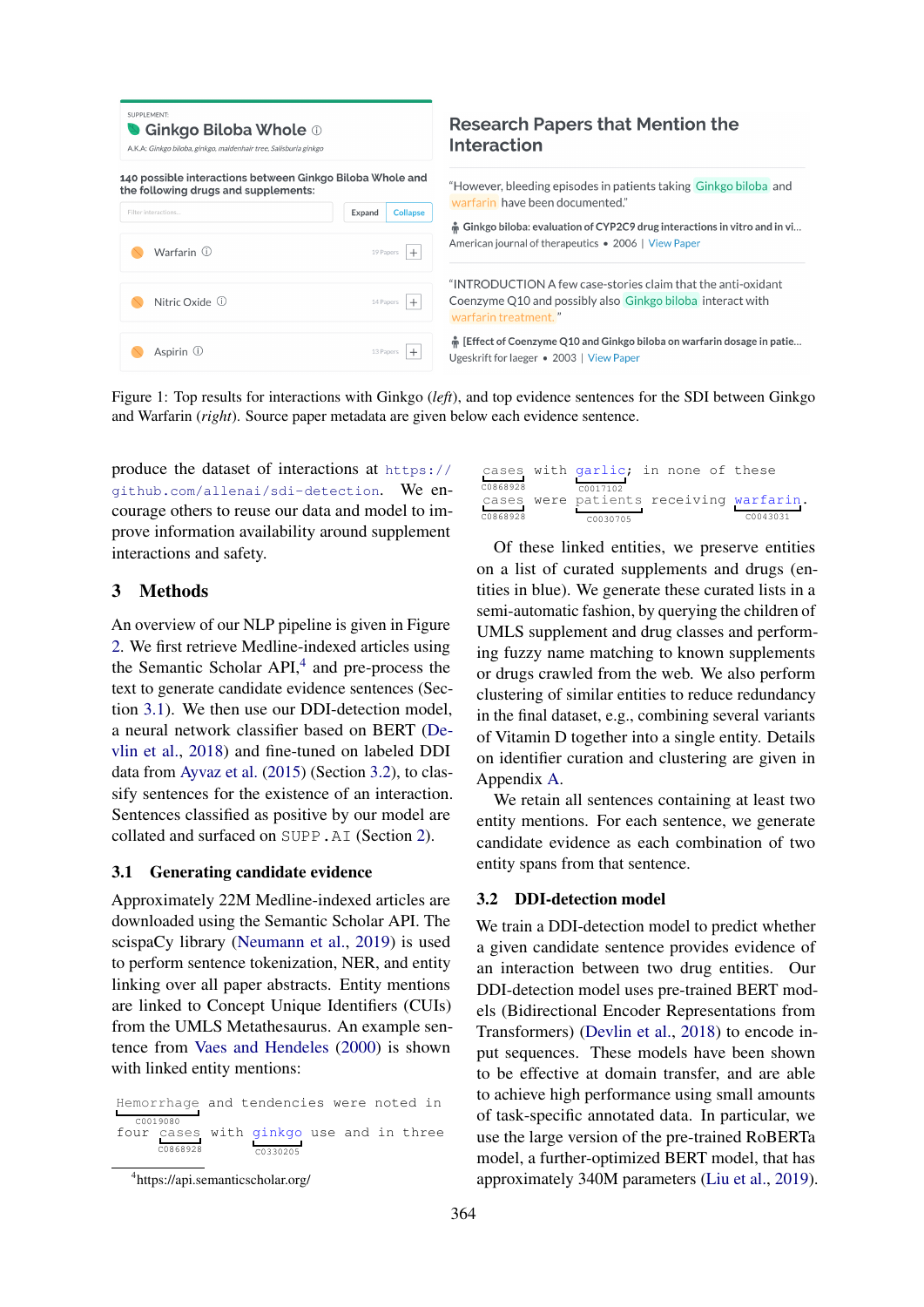SUPPLEMENT:
**Ginkgo Biloba Whole**
A.K.A: *Ginkgo biloba, ginkgo, maidenhair tree, Salisburia ginkgo*

**140 possible interactions between Ginkgo Biloba Whole and the following drugs and supplements:**

Filter interactions... | Expand | Collapse

- Warfarin — 19 Papers
- Nitric Oxide — 14 Papers
- Aspirin — 13 Papers

**Research Papers that Mention the Interaction**

"However, bleeding episodes in patients taking Ginkgo biloba and warfarin have been documented."

**Ginkgo biloba: evaluation of CYP2C9 drug interactions in vitro and in vi...**
American journal of therapeutics • 2006 | View Paper

"INTRODUCTION A few case-stories claim that the anti-oxidant Coenzyme Q10 and possibly also Ginkgo biloba interact with warfarin treatment."

**[Effect of Coenzyme Q10 and Ginkgo biloba on warfarin dosage in patie...**
Ugeskrift for laeger • 2003 | View Paper

Figure 1: Top results for interactions with Ginkgo (*left*), and top evidence sentences for the SDI between Ginkgo and Warfarin (*right*). Source paper metadata are given below each evidence sentence.

produce the dataset of interactions at https://github.com/allenai/sdi-detection. We encourage others to reuse our data and model to improve information availability around supplement interactions and safety.

## 3 Methods

An overview of our NLP pipeline is given in Figure 2. We first retrieve Medline-indexed articles using the Semantic Scholar API,[4] and pre-process the text to generate candidate evidence sentences (Section 3.1). We then use our DDI-detection model, a neural network classifier based on BERT (Devlin et al., 2018) and fine-tuned on labeled DDI data from Ayvaz et al. (2015) (Section 3.2), to classify sentences for the existence of an interaction. Sentences classified as positive by our model are collated and surfaced on SUPP.AI (Section 2).

### 3.1 Generating candidate evidence

Approximately 22M Medline-indexed articles are downloaded using the Semantic Scholar API. The scispaCy library (Neumann et al., 2019) is used to perform sentence tokenization, NER, and entity linking over all paper abstracts. Entity mentions are linked to Concept Unique Identifiers (CUIs) from the UMLS Metathesaurus. An example sentence from Vaes and Hendeles (2000) is shown with linked entity mentions:

```
Hemorrhage and tendencies were noted in
C0019080
four cases with ginkgo use and in three
     C0868928   C0330205
cases with garlic; in none of these
C0868928   C0017102
cases were patients receiving warfarin.
C0868928   C0030705         C0043031
```

[4] https://api.semanticscholar.org/

Of these linked entities, we preserve entities on a list of curated supplements and drugs (entities in blue). We generate these curated lists in a semi-automatic fashion, by querying the children of UMLS supplement and drug classes and performing fuzzy name matching to known supplements or drugs crawled from the web. We also perform clustering of similar entities to reduce redundancy in the final dataset, e.g., combining several variants of Vitamin D together into a single entity. Details on identifier curation and clustering are given in Appendix A.

We retain all sentences containing at least two entity mentions. For each sentence, we generate candidate evidence as each combination of two entity spans from that sentence.

### 3.2 DDI-detection model

We train a DDI-detection model to predict whether a given candidate sentence provides evidence of an interaction between two drug entities. Our DDI-detection model uses pre-trained BERT models (Bidirectional Encoder Representations from Transformers) (Devlin et al., 2018) to encode input sequences. These models have been shown to be effective at domain transfer, and are able to achieve high performance using small amounts of task-specific annotated data. In particular, we use the large version of the pre-trained RoBERTa model, a further-optimized BERT model, that has approximately 340M parameters (Liu et al., 2019).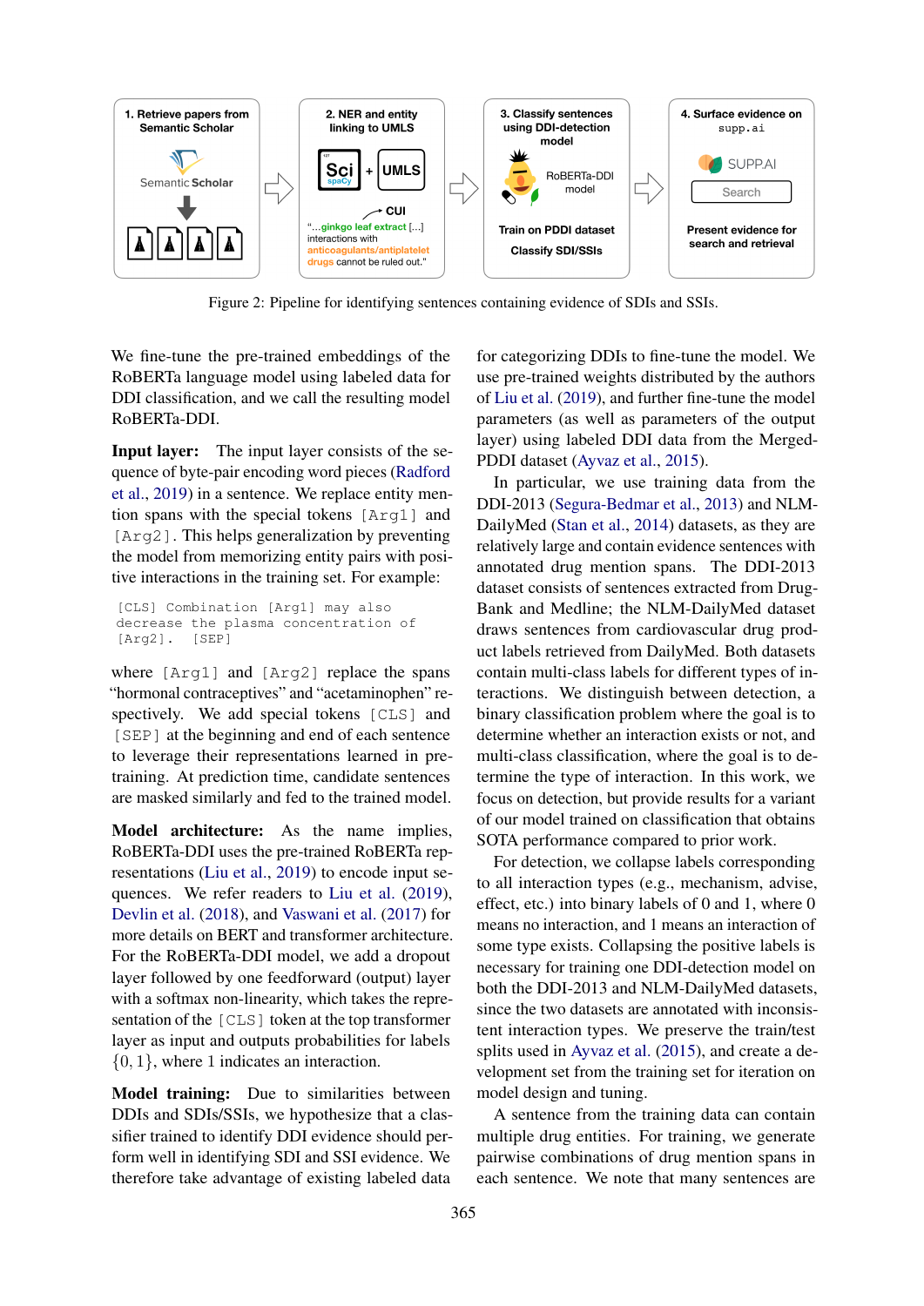Figure 2: Pipeline for identifying sentences containing evidence of SDIs and SSIs.

We fine-tune the pre-trained embeddings of the RoBERTa language model using labeled data for DDI classification, and we call the resulting model RoBERTa-DDI.

**Input layer:** The input layer consists of the sequence of byte-pair encoding word pieces (Radford et al., 2019) in a sentence. We replace entity mention spans with the special tokens `[Arg1]` and `[Arg2]`. This helps generalization by preventing the model from memorizing entity pairs with positive interactions in the training set. For example:

```
[CLS] Combination [Arg1] may also
decrease the plasma concentration of
[Arg2].  [SEP]
```

where `[Arg1]` and `[Arg2]` replace the spans "hormonal contraceptives" and "acetaminophen" respectively. We add special tokens `[CLS]` and `[SEP]` at the beginning and end of each sentence to leverage their representations learned in pretraining. At prediction time, candidate sentences are masked similarly and fed to the trained model.

**Model architecture:** As the name implies, RoBERTa-DDI uses the pre-trained RoBERTa representations (Liu et al., 2019) to encode input sequences. We refer readers to Liu et al. (2019), Devlin et al. (2018), and Vaswani et al. (2017) for more details on BERT and transformer architecture. For the RoBERTa-DDI model, we add a dropout layer followed by one feedforward (output) layer with a softmax non-linearity, which takes the representation of the `[CLS]` token at the top transformer layer as input and outputs probabilities for labels $\{0, 1\}$, where 1 indicates an interaction.

**Model training:** Due to similarities between DDIs and SDIs/SSIs, we hypothesize that a classifier trained to identify DDI evidence should perform well in identifying SDI and SSI evidence. We therefore take advantage of existing labeled data for categorizing DDIs to fine-tune the model. We use pre-trained weights distributed by the authors of Liu et al. (2019), and further fine-tune the model parameters (as well as parameters of the output layer) using labeled DDI data from the Merged-PDDI dataset (Ayvaz et al., 2015).

In particular, we use training data from the DDI-2013 (Segura-Bedmar et al., 2013) and NLM-DailyMed (Stan et al., 2014) datasets, as they are relatively large and contain evidence sentences with annotated drug mention spans. The DDI-2013 dataset consists of sentences extracted from DrugBank and Medline; the NLM-DailyMed dataset draws sentences from cardiovascular drug product labels retrieved from DailyMed. Both datasets contain multi-class labels for different types of interactions. We distinguish between detection, a binary classification problem where the goal is to determine whether an interaction exists or not, and multi-class classification, where the goal is to determine the type of interaction. In this work, we focus on detection, but provide results for a variant of our model trained on classification that obtains SOTA performance compared to prior work.

For detection, we collapse labels corresponding to all interaction types (e.g., mechanism, advise, effect, etc.) into binary labels of 0 and 1, where 0 means no interaction, and 1 means an interaction of some type exists. Collapsing the positive labels is necessary for training one DDI-detection model on both the DDI-2013 and NLM-DailyMed datasets, since the two datasets are annotated with inconsistent interaction types. We preserve the train/test splits used in Ayvaz et al. (2015), and create a development set from the training set for iteration on model design and tuning.

A sentence from the training data can contain multiple drug entities. For training, we generate pairwise combinations of drug mention spans in each sentence. We note that many sentences are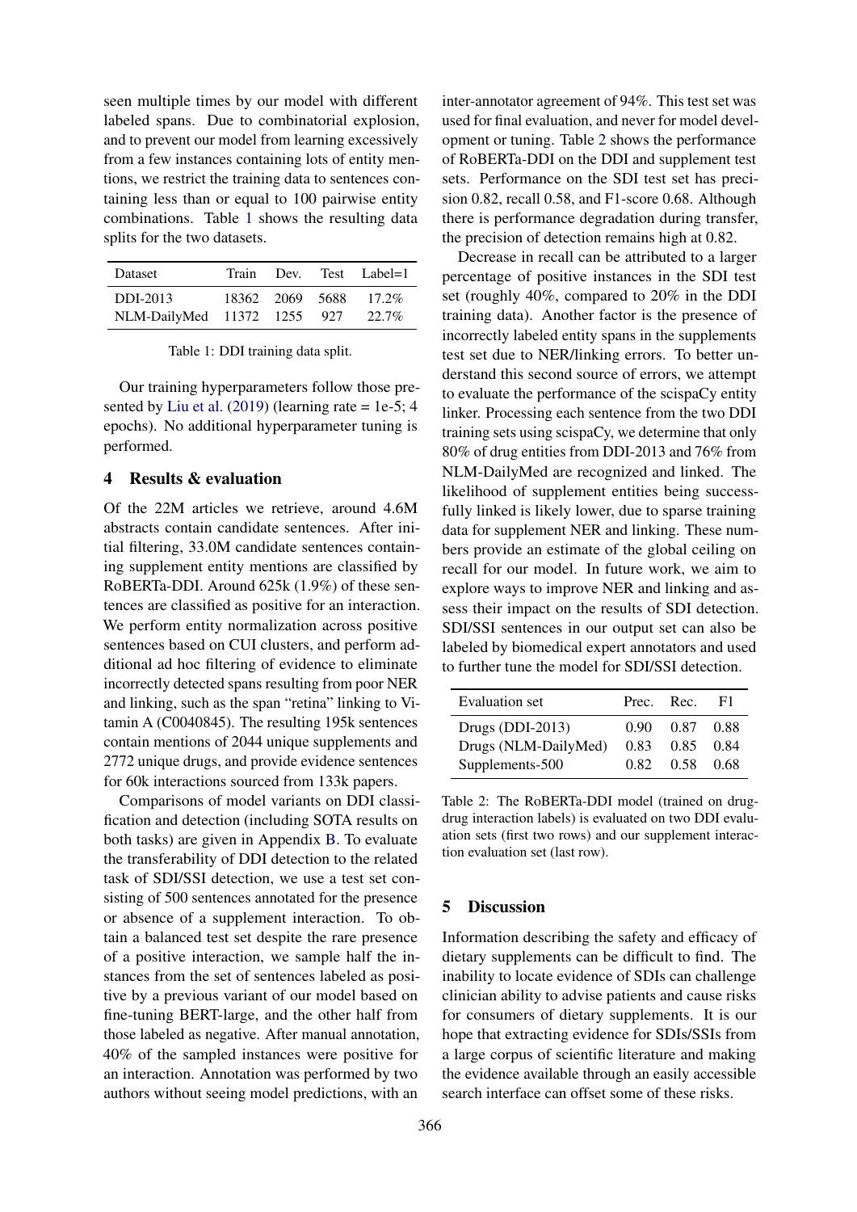seen multiple times by our model with different labeled spans. Due to combinatorial explosion, and to prevent our model from learning excessively from a few instances containing lots of entity mentions, we restrict the training data to sentences containing less than or equal to 100 pairwise entity combinations. Table 1 shows the resulting data splits for the two datasets.

| Dataset | Train | Dev. | Test | Label=1 |
|---|---|---|---|---|
| DDI-2013 | 18362 | 2069 | 5688 | 17.2% |
| NLM-DailyMed | 11372 | 1255 | 927 | 22.7% |

Table 1: DDI training data split.

Our training hyperparameters follow those presented by Liu et al. (2019) (learning rate = 1e-5; 4 epochs). No additional hyperparameter tuning is performed.

## 4 Results & evaluation

Of the 22M articles we retrieve, around 4.6M abstracts contain candidate sentences. After initial filtering, 33.0M candidate sentences containing supplement entity mentions are classified by RoBERTa-DDI. Around 625k (1.9%) of these sentences are classified as positive for an interaction. We perform entity normalization across positive sentences based on CUI clusters, and perform additional ad hoc filtering of evidence to eliminate incorrectly detected spans resulting from poor NER and linking, such as the span "retina" linking to Vitamin A (C0040845). The resulting 195k sentences contain mentions of 2044 unique supplements and 2772 unique drugs, and provide evidence sentences for 60k interactions sourced from 133k papers.

Comparisons of model variants on DDI classification and detection (including SOTA results on both tasks) are given in Appendix B. To evaluate the transferability of DDI detection to the related task of SDI/SSI detection, we use a test set consisting of 500 sentences annotated for the presence or absence of a supplement interaction. To obtain a balanced test set despite the rare presence of a positive interaction, we sample half the instances from the set of sentences labeled as positive by a previous variant of our model based on fine-tuning BERT-large, and the other half from those labeled as negative. After manual annotation, 40% of the sampled instances were positive for an interaction. Annotation was performed by two authors without seeing model predictions, with an inter-annotator agreement of 94%. This test set was used for final evaluation, and never for model development or tuning. Table 2 shows the performance of RoBERTa-DDI on the DDI and supplement test sets. Performance on the SDI test set has precision 0.82, recall 0.58, and F1-score 0.68. Although there is performance degradation during transfer, the precision of detection remains high at 0.82.

Decrease in recall can be attributed to a larger percentage of positive instances in the SDI test set (roughly 40%, compared to 20% in the DDI training data). Another factor is the presence of incorrectly labeled entity spans in the supplements test set due to NER/linking errors. To better understand this second source of errors, we attempt to evaluate the performance of the scispaCy entity linker. Processing each sentence from the two DDI training sets using scispaCy, we determine that only 80% of drug entities from DDI-2013 and 76% from NLM-DailyMed are recognized and linked. The likelihood of supplement entities being successfully linked is likely lower, due to sparse training data for supplement NER and linking. These numbers provide an estimate of the global ceiling on recall for our model. In future work, we aim to explore ways to improve NER and linking and assess their impact on the results of SDI detection. SDI/SSI sentences in our output set can also be labeled by biomedical expert annotators and used to further tune the model for SDI/SSI detection.

| Evaluation set | Prec. | Rec. | F1 |
|---|---|---|---|
| Drugs (DDI-2013) | 0.90 | 0.87 | 0.88 |
| Drugs (NLM-DailyMed) | 0.83 | 0.85 | 0.84 |
| Supplements-500 | 0.82 | 0.58 | 0.68 |

Table 2: The RoBERTa-DDI model (trained on drug-drug interaction labels) is evaluated on two DDI evaluation sets (first two rows) and our supplement interaction evaluation set (last row).

## 5 Discussion

Information describing the safety and efficacy of dietary supplements can be difficult to find. The inability to locate evidence of SDIs can challenge clinician ability to advise patients and cause risks for consumers of dietary supplements. It is our hope that extracting evidence for SDIs/SSIs from a large corpus of scientific literature and making the evidence available through an easily accessible search interface can offset some of these risks.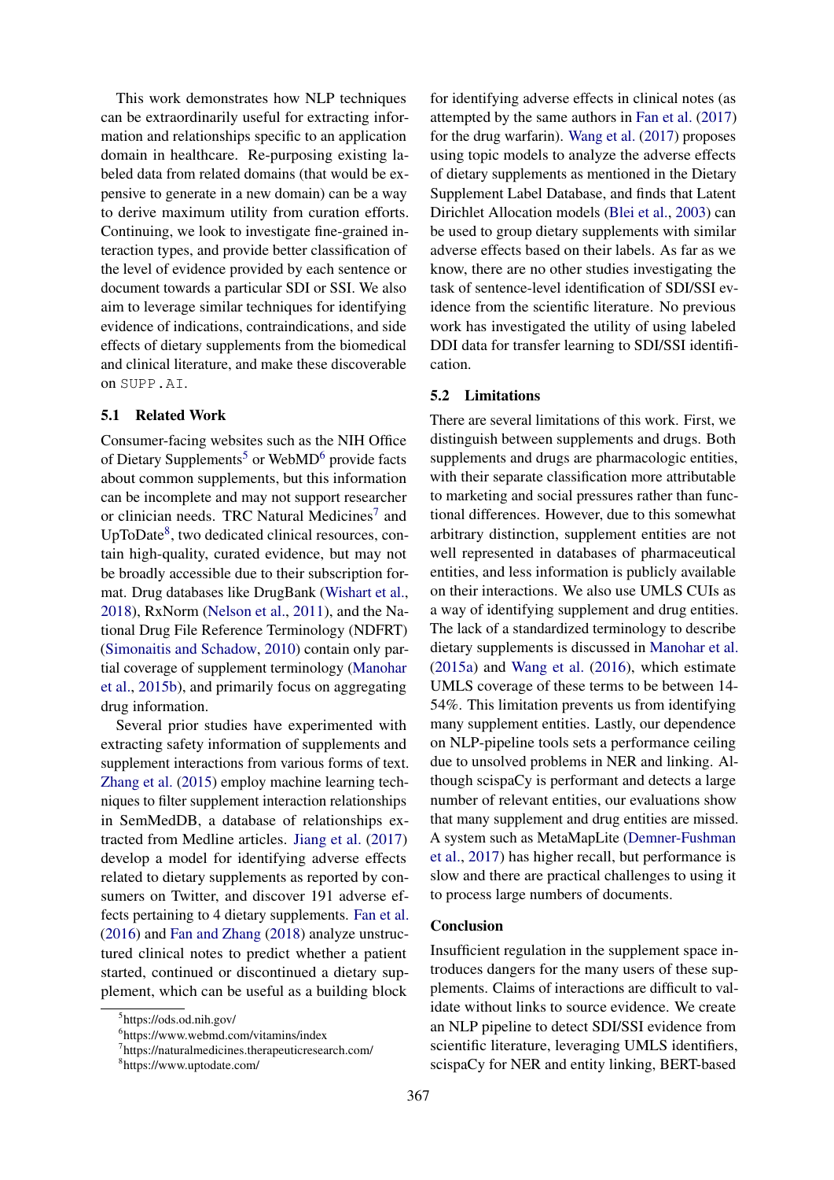This work demonstrates how NLP techniques can be extraordinarily useful for extracting information and relationships specific to an application domain in healthcare. Re-purposing existing labeled data from related domains (that would be expensive to generate in a new domain) can be a way to derive maximum utility from curation efforts. Continuing, we look to investigate fine-grained interaction types, and provide better classification of the level of evidence provided by each sentence or document towards a particular SDI or SSI. We also aim to leverage similar techniques for identifying evidence of indications, contraindications, and side effects of dietary supplements from the biomedical and clinical literature, and make these discoverable on SUPP.AI.

### 5.1 Related Work

Consumer-facing websites such as the NIH Office of Dietary Supplements[5] or WebMD[6] provide facts about common supplements, but this information can be incomplete and may not support researcher or clinician needs. TRC Natural Medicines[7] and UpToDate[8], two dedicated clinical resources, contain high-quality, curated evidence, but may not be broadly accessible due to their subscription format. Drug databases like DrugBank (Wishart et al., 2018), RxNorm (Nelson et al., 2011), and the National Drug File Reference Terminology (NDFRT) (Simonaitis and Schadow, 2010) contain only partial coverage of supplement terminology (Manohar et al., 2015b), and primarily focus on aggregating drug information.

Several prior studies have experimented with extracting safety information of supplements and supplement interactions from various forms of text. Zhang et al. (2015) employ machine learning techniques to filter supplement interaction relationships in SemMedDB, a database of relationships extracted from Medline articles. Jiang et al. (2017) develop a model for identifying adverse effects related to dietary supplements as reported by consumers on Twitter, and discover 191 adverse effects pertaining to 4 dietary supplements. Fan et al. (2016) and Fan and Zhang (2018) analyze unstructured clinical notes to predict whether a patient started, continued or discontinued a dietary supplement, which can be useful as a building block for identifying adverse effects in clinical notes (as attempted by the same authors in Fan et al. (2017) for the drug warfarin). Wang et al. (2017) proposes using topic models to analyze the adverse effects of dietary supplements as mentioned in the Dietary Supplement Label Database, and finds that Latent Dirichlet Allocation models (Blei et al., 2003) can be used to group dietary supplements with similar adverse effects based on their labels. As far as we know, there are no other studies investigating the task of sentence-level identification of SDI/SSI evidence from the scientific literature. No previous work has investigated the utility of using labeled DDI data for transfer learning to SDI/SSI identification.

### 5.2 Limitations

There are several limitations of this work. First, we distinguish between supplements and drugs. Both supplements and drugs are pharmacologic entities, with their separate classification more attributable to marketing and social pressures rather than functional differences. However, due to this somewhat arbitrary distinction, supplement entities are not well represented in databases of pharmaceutical entities, and less information is publicly available on their interactions. We also use UMLS CUIs as a way of identifying supplement and drug entities. The lack of a standardized terminology to describe dietary supplements is discussed in Manohar et al. (2015a) and Wang et al. (2016), which estimate UMLS coverage of these terms to be between 14-54%. This limitation prevents us from identifying many supplement entities. Lastly, our dependence on NLP-pipeline tools sets a performance ceiling due to unsolved problems in NER and linking. Although scispaCy is performant and detects a large number of relevant entities, our evaluations show that many supplement and drug entities are missed. A system such as MetaMapLite (Demner-Fushman et al., 2017) has higher recall, but performance is slow and there are practical challenges to using it to process large numbers of documents.

### Conclusion

Insufficient regulation in the supplement space introduces dangers for the many users of these supplements. Claims of interactions are difficult to validate without links to source evidence. We create an NLP pipeline to detect SDI/SSI evidence from scientific literature, leveraging UMLS identifiers, scispaCy for NER and entity linking, BERT-based

---

[5] https://ods.od.nih.gov/

[6] https://www.webmd.com/vitamins/index

[7] https://naturalmedicines.therapeuticresearch.com/

[8] https://www.uptodate.com/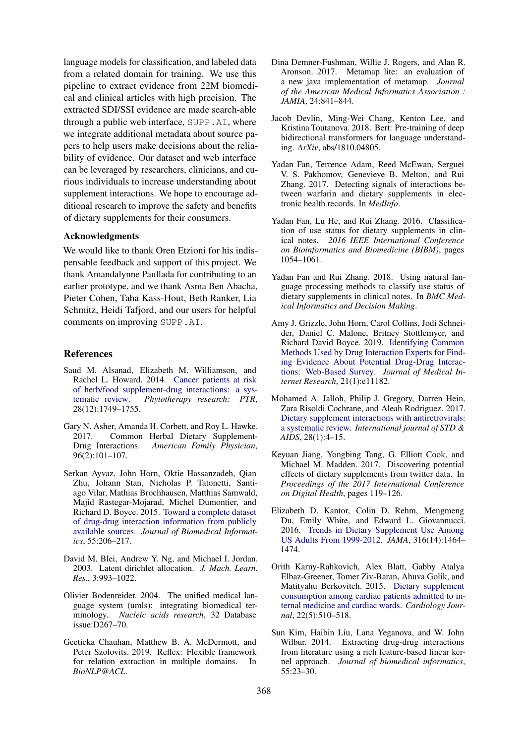language models for classification, and labeled data from a related domain for training. We use this pipeline to extract evidence from 22M biomedical and clinical articles with high precision. The extracted SDI/SSI evidence are made search-able through a public web interface, SUPP.AI, where we integrate additional metadata about source papers to help users make decisions about the reliability of evidence. Our dataset and web interface can be leveraged by researchers, clinicians, and curious individuals to increase understanding about supplement interactions. We hope to encourage additional research to improve the safety and benefits of dietary supplements for their consumers.

### Acknowledgments

We would like to thank Oren Etzioni for his indispensable feedback and support of this project. We thank Amandalynne Paullada for contributing to an earlier prototype, and we thank Asma Ben Abacha, Pieter Cohen, Taha Kass-Hout, Beth Ranker, Lia Schmitz, Heidi Tafjord, and our users for helpful comments on improving SUPP.AI.

## References

Saud M. Alsanad, Elizabeth M. Williamson, and Rachel L. Howard. 2014. Cancer patients at risk of herb/food supplement-drug interactions: a systematic review. *Phytotherapy research: PTR*, 28(12):1749–1755.

Gary N. Asher, Amanda H. Corbett, and Roy L. Hawke. 2017. Common Herbal Dietary Supplement-Drug Interactions. *American Family Physician*, 96(2):101–107.

Serkan Ayvaz, John Horn, Oktie Hassanzadeh, Qian Zhu, Johann Stan, Nicholas P. Tatonetti, Santiago Vilar, Mathias Brochhausen, Matthias Samwald, Majid Rastegar-Mojarad, Michel Dumontier, and Richard D. Boyce. 2015. Toward a complete dataset of drug-drug interaction information from publicly available sources. *Journal of Biomedical Informatics*, 55:206–217.

David M. Blei, Andrew Y. Ng, and Michael I. Jordan. 2003. Latent dirichlet allocation. *J. Mach. Learn. Res.*, 3:993–1022.

Olivier Bodenreider. 2004. The unified medical language system (umls): integrating biomedical terminology. *Nucleic acids research*, 32 Database issue:D267–70.

Geeticka Chauhan, Matthew B. A. McDermott, and Peter Szolovits. 2019. Reflex: Flexible framework for relation extraction in multiple domains. In *BioNLP@ACL*.

Dina Demner-Fushman, Willie J. Rogers, and Alan R. Aronson. 2017. Metamap lite: an evaluation of a new java implementation of metamap. *Journal of the American Medical Informatics Association : JAMIA*, 24:841–844.

Jacob Devlin, Ming-Wei Chang, Kenton Lee, and Kristina Toutanova. 2018. Bert: Pre-training of deep bidirectional transformers for language understanding. *ArXiv*, abs/1810.04805.

Yadan Fan, Terrence Adam, Reed McEwan, Serguei V. S. Pakhomov, Genevieve B. Melton, and Rui Zhang. 2017. Detecting signals of interactions between warfarin and dietary supplements in electronic health records. In *MedInfo*.

Yadan Fan, Lu He, and Rui Zhang. 2016. Classification of use status for dietary supplements in clinical notes. *2016 IEEE International Conference on Bioinformatics and Biomedicine (BIBM)*, pages 1054–1061.

Yadan Fan and Rui Zhang. 2018. Using natural language processing methods to classify use status of dietary supplements in clinical notes. In *BMC Medical Informatics and Decision Making*.

Amy J. Grizzle, John Horn, Carol Collins, Jodi Schneider, Daniel C. Malone, Britney Stottlemyer, and Richard David Boyce. 2019. Identifying Common Methods Used by Drug Interaction Experts for Finding Evidence About Potential Drug-Drug Interactions: Web-Based Survey. *Journal of Medical Internet Research*, 21(1):e11182.

Mohamed A. Jalloh, Philip J. Gregory, Darren Hein, Zara Risoldi Cochrane, and Aleah Rodriguez. 2017. Dietary supplement interactions with antiretrovirals: a systematic review. *International journal of STD & AIDS*, 28(1):4–15.

Keyuan Jiang, Yongbing Tang, G. Elliott Cook, and Michael M. Madden. 2017. Discovering potential effects of dietary supplements from twitter data. In *Proceedings of the 2017 International Conference on Digital Health*, pages 119–126.

Elizabeth D. Kantor, Colin D. Rehm, Mengmeng Du, Emily White, and Edward L. Giovannucci. 2016. Trends in Dietary Supplement Use Among US Adults From 1999-2012. *JAMA*, 316(14):1464–1474.

Orith Karny-Rahkovich, Alex Blatt, Gabby Atalya Elbaz-Greener, Tomer Ziv-Baran, Ahuva Golik, and Matityahu Berkovitch. 2015. Dietary supplement consumption among cardiac patients admitted to internal medicine and cardiac wards. *Cardiology Journal*, 22(5):510–518.

Sun Kim, Haibin Liu, Lana Yeganova, and W. John Wilbur. 2014. Extracting drug-drug interactions from literature using a rich feature-based linear kernel approach. *Journal of biomedical informatics*, 55:23–30.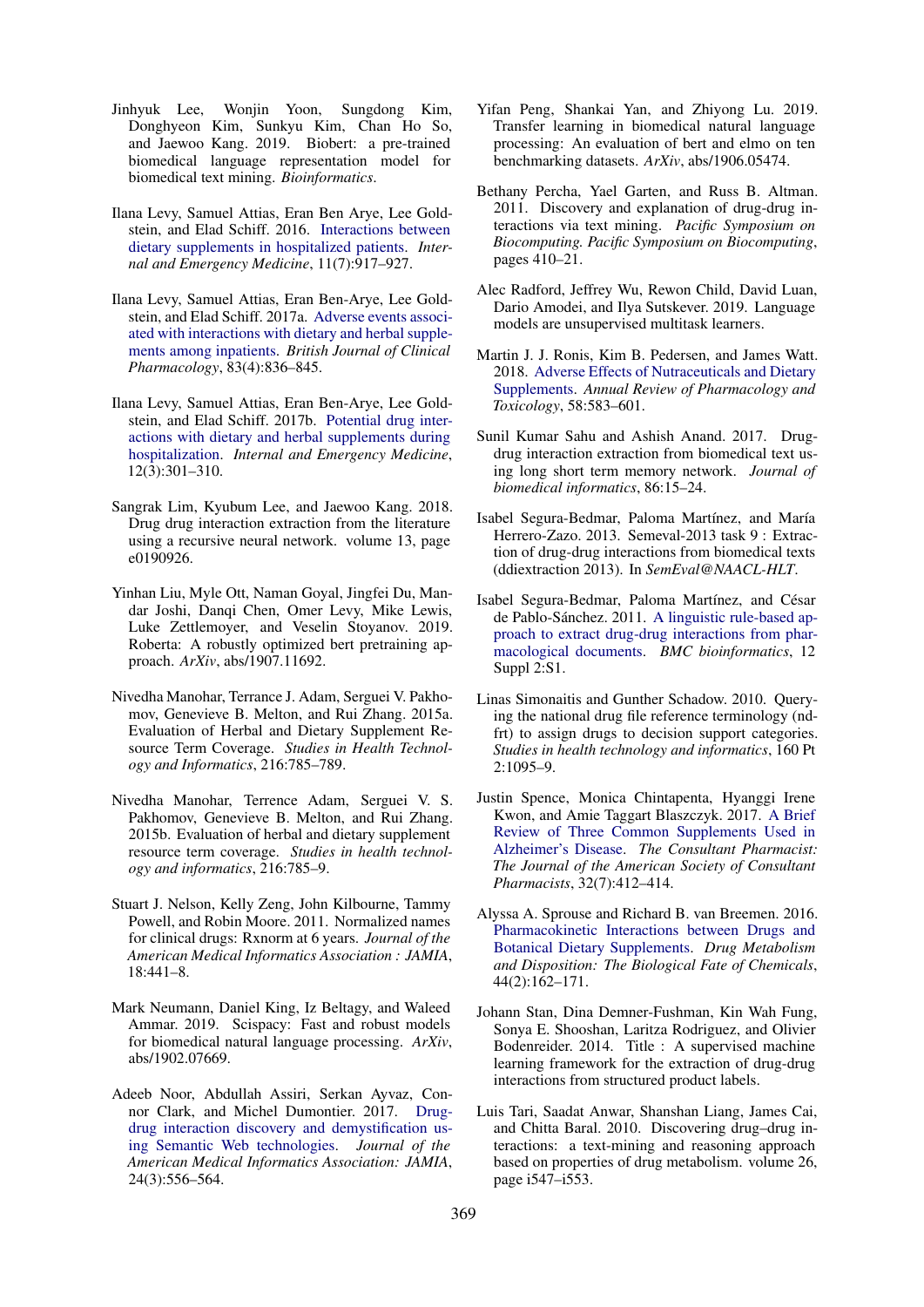Jinhyuk Lee, Wonjin Yoon, Sungdong Kim, Donghyeon Kim, Sunkyu Kim, Chan Ho So, and Jaewoo Kang. 2019. Biobert: a pre-trained biomedical language representation model for biomedical text mining. *Bioinformatics*.

Ilana Levy, Samuel Attias, Eran Ben Arye, Lee Goldstein, and Elad Schiff. 2016. Interactions between dietary supplements in hospitalized patients. *Internal and Emergency Medicine*, 11(7):917–927.

Ilana Levy, Samuel Attias, Eran Ben-Arye, Lee Goldstein, and Elad Schiff. 2017a. Adverse events associated with interactions with dietary and herbal supplements among inpatients. *British Journal of Clinical Pharmacology*, 83(4):836–845.

Ilana Levy, Samuel Attias, Eran Ben-Arye, Lee Goldstein, and Elad Schiff. 2017b. Potential drug interactions with dietary and herbal supplements during hospitalization. *Internal and Emergency Medicine*, 12(3):301–310.

Sangrak Lim, Kyubum Lee, and Jaewoo Kang. 2018. Drug drug interaction extraction from the literature using a recursive neural network. volume 13, page e0190926.

Yinhan Liu, Myle Ott, Naman Goyal, Jingfei Du, Mandar Joshi, Danqi Chen, Omer Levy, Mike Lewis, Luke Zettlemoyer, and Veselin Stoyanov. 2019. Roberta: A robustly optimized bert pretraining approach. *ArXiv*, abs/1907.11692.

Nivedha Manohar, Terrance J. Adam, Serguei V. Pakhomov, Genevieve B. Melton, and Rui Zhang. 2015a. Evaluation of Herbal and Dietary Supplement Resource Term Coverage. *Studies in Health Technology and Informatics*, 216:785–789.

Nivedha Manohar, Terrence Adam, Serguei V. S. Pakhomov, Genevieve B. Melton, and Rui Zhang. 2015b. Evaluation of herbal and dietary supplement resource term coverage. *Studies in health technology and informatics*, 216:785–9.

Stuart J. Nelson, Kelly Zeng, John Kilbourne, Tammy Powell, and Robin Moore. 2011. Normalized names for clinical drugs: Rxnorm at 6 years. *Journal of the American Medical Informatics Association : JAMIA*, 18:441–8.

Mark Neumann, Daniel King, Iz Beltagy, and Waleed Ammar. 2019. Scispacy: Fast and robust models for biomedical natural language processing. *ArXiv*, abs/1902.07669.

Adeeb Noor, Abdullah Assiri, Serkan Ayvaz, Connor Clark, and Michel Dumontier. 2017. Drug-drug interaction discovery and demystification using Semantic Web technologies. *Journal of the American Medical Informatics Association: JAMIA*, 24(3):556–564.

Yifan Peng, Shankai Yan, and Zhiyong Lu. 2019. Transfer learning in biomedical natural language processing: An evaluation of bert and elmo on ten benchmarking datasets. *ArXiv*, abs/1906.05474.

Bethany Percha, Yael Garten, and Russ B. Altman. 2011. Discovery and explanation of drug-drug interactions via text mining. *Pacific Symposium on Biocomputing. Pacific Symposium on Biocomputing*, pages 410–21.

Alec Radford, Jeffrey Wu, Rewon Child, David Luan, Dario Amodei, and Ilya Sutskever. 2019. Language models are unsupervised multitask learners.

Martin J. J. Ronis, Kim B. Pedersen, and James Watt. 2018. Adverse Effects of Nutraceuticals and Dietary Supplements. *Annual Review of Pharmacology and Toxicology*, 58:583–601.

Sunil Kumar Sahu and Ashish Anand. 2017. Drug-drug interaction extraction from biomedical text using long short term memory network. *Journal of biomedical informatics*, 86:15–24.

Isabel Segura-Bedmar, Paloma Martínez, and María Herrero-Zazo. 2013. Semeval-2013 task 9 : Extraction of drug-drug interactions from biomedical texts (ddiextraction 2013). In *SemEval@NAACL-HLT*.

Isabel Segura-Bedmar, Paloma Martínez, and César de Pablo-Sánchez. 2011. A linguistic rule-based approach to extract drug-drug interactions from pharmacological documents. *BMC bioinformatics*, 12 Suppl 2:S1.

Linas Simonaitis and Gunther Schadow. 2010. Querying the national drug file reference terminology (ndfrt) to assign drugs to decision support categories. *Studies in health technology and informatics*, 160 Pt 2:1095–9.

Justin Spence, Monica Chintapenta, Hyanggi Irene Kwon, and Amie Taggart Blaszczyk. 2017. A Brief Review of Three Common Supplements Used in Alzheimer's Disease. *The Consultant Pharmacist: The Journal of the American Society of Consultant Pharmacists*, 32(7):412–414.

Alyssa A. Sprouse and Richard B. van Breemen. 2016. Pharmacokinetic Interactions between Drugs and Botanical Dietary Supplements. *Drug Metabolism and Disposition: The Biological Fate of Chemicals*, 44(2):162–171.

Johann Stan, Dina Demner-Fushman, Kin Wah Fung, Sonya E. Shooshan, Laritza Rodriguez, and Olivier Bodenreider. 2014. Title : A supervised machine learning framework for the extraction of drug-drug interactions from structured product labels.

Luis Tari, Saadat Anwar, Shanshan Liang, James Cai, and Chitta Baral. 2010. Discovering drug–drug interactions: a text-mining and reasoning approach based on properties of drug metabolism. volume 26, page i547–i553.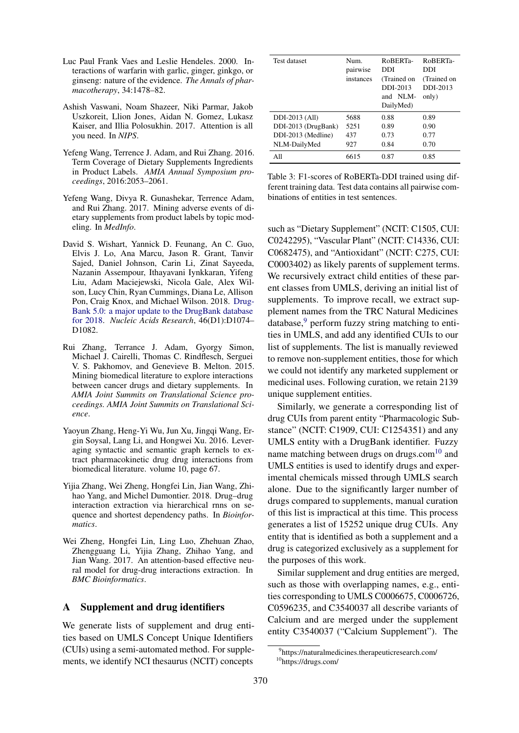Luc Paul Frank Vaes and Leslie Hendeles. 2000. Interactions of warfarin with garlic, ginger, ginkgo, or ginseng: nature of the evidence. *The Annals of pharmacotherapy*, 34:1478–82.

Ashish Vaswani, Noam Shazeer, Niki Parmar, Jakob Uszkoreit, Llion Jones, Aidan N. Gomez, Lukasz Kaiser, and Illia Polosukhin. 2017. Attention is all you need. In *NIPS*.

Yefeng Wang, Terrence J. Adam, and Rui Zhang. 2016. Term Coverage of Dietary Supplements Ingredients in Product Labels. *AMIA Annual Symposium proceedings*, 2016:2053–2061.

Yefeng Wang, Divya R. Gunashekar, Terrence Adam, and Rui Zhang. 2017. Mining adverse events of dietary supplements from product labels by topic modeling. In *MedInfo*.

David S. Wishart, Yannick D. Feunang, An C. Guo, Elvis J. Lo, Ana Marcu, Jason R. Grant, Tanvir Sajed, Daniel Johnson, Carin Li, Zinat Sayeeda, Nazanin Assempour, Ithayavani Iynkkaran, Yifeng Liu, Adam Maciejewski, Nicola Gale, Alex Wilson, Lucy Chin, Ryan Cummings, Diana Le, Allison Pon, Craig Knox, and Michael Wilson. 2018. DrugBank 5.0: a major update to the DrugBank database for 2018. *Nucleic Acids Research*, 46(D1):D1074–D1082.

Rui Zhang, Terrance J. Adam, Gyorgy Simon, Michael J. Cairelli, Thomas C. Rindflesch, Serguei V. S. Pakhomov, and Genevieve B. Melton. 2015. Mining biomedical literature to explore interactions between cancer drugs and dietary supplements. In *AMIA Joint Summits on Translational Science proceedings. AMIA Joint Summits on Translational Science*.

Yaoyun Zhang, Heng-Yi Wu, Jun Xu, Jingqi Wang, Ergin Soysal, Lang Li, and Hongwei Xu. 2016. Leveraging syntactic and semantic graph kernels to extract pharmacokinetic drug drug interactions from biomedical literature. volume 10, page 67.

Yijia Zhang, Wei Zheng, Hongfei Lin, Jian Wang, Zhihao Yang, and Michel Dumontier. 2018. Drug–drug interaction extraction via hierarchical rnns on sequence and shortest dependency paths. In *Bioinformatics*.

Wei Zheng, Hongfei Lin, Ling Luo, Zhehuan Zhao, Zhengguang Li, Yijia Zhang, Zhihao Yang, and Jian Wang. 2017. An attention-based effective neural model for drug-drug interactions extraction. In *BMC Bioinformatics*.

## A Supplement and drug identifiers

We generate lists of supplement and drug entities based on UMLS Concept Unique Identifiers (CUIs) using a semi-automated method. For supplements, we identify NCI thesaurus (NCIT) concepts such as "Dietary Supplement" (NCIT: C1505, CUI: C0242295), "Vascular Plant" (NCIT: C14336, CUI: C0682475), and "Antioxidant" (NCIT: C275, CUI: C0003402) as likely parents of supplement terms. We recursively extract child entities of these parent classes from UMLS, deriving an initial list of supplements. To improve recall, we extract supplement names from the TRC Natural Medicines database,[9] perform fuzzy string matching to entities in UMLS, and add any identified CUIs to our list of supplements. The list is manually reviewed to remove non-supplement entities, those for which we could not identify any marketed supplement or medicinal uses. Following curation, we retain 2139 unique supplement entities.

Similarly, we generate a corresponding list of drug CUIs from parent entity "Pharmacologic Substance" (NCIT: C1909, CUI: C1254351) and any UMLS entity with a DrugBank identifier. Fuzzy name matching between drugs on drugs.com[10] and UMLS entities is used to identify drugs and experimental chemicals missed through UMLS search alone. Due to the significantly larger number of drugs compared to supplements, manual curation of this list is impractical at this time. This process generates a list of 15252 unique drug CUIs. Any entity that is identified as both a supplement and a drug is categorized exclusively as a supplement for the purposes of this work.

Similar supplement and drug entities are merged, such as those with overlapping names, e.g., entities corresponding to UMLS C0006675, C0006726, C0596235, and C3540037 all describe variants of Calcium and are merged under the supplement entity C3540037 ("Calcium Supplement"). The

| Test dataset | Num. pairwise instances | RoBERTa-DDI (Trained on DDI-2013 and NLM-DailyMed) | RoBERTa-DDI (Trained on DDI-2013 only) |
|---|---|---|---|
| DDI-2013 (All) | 5688 | 0.88 | 0.89 |
| DDI-2013 (DrugBank) | 5251 | 0.89 | 0.90 |
| DDI-2013 (Medline) | 437 | 0.73 | 0.77 |
| NLM-DailyMed | 927 | 0.84 | 0.70 |
| All | 6615 | 0.87 | 0.85 |

Table 3: F1-scores of RoBERTa-DDI trained using different training data. Test data contains all pairwise combinations of entities in test sentences.

[9] https://naturalmedicines.therapeuticresearch.com/

[10] https://drugs.com/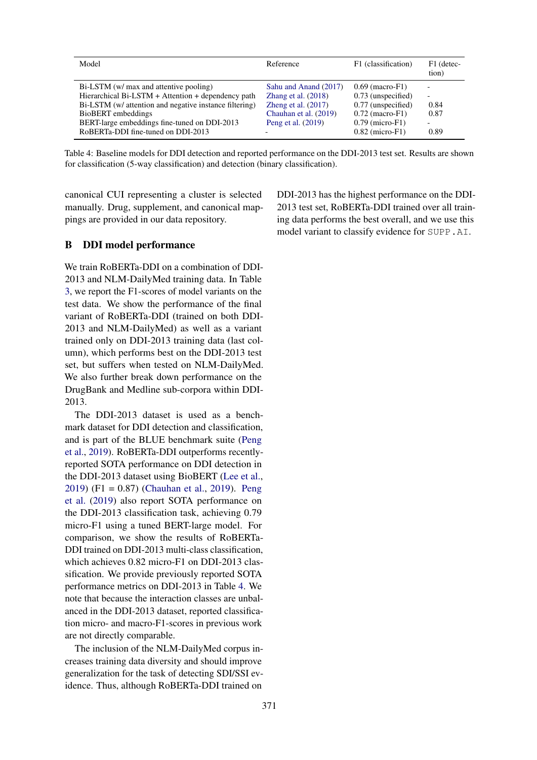| Model | Reference | F1 (classification) | F1 (detection) |
|---|---|---|---|
| Bi-LSTM (w/ max and attentive pooling) | Sahu and Anand (2017) | 0.69 (macro-F1) | - |
| Hierarchical Bi-LSTM + Attention + dependency path | Zhang et al. (2018) | 0.73 (unspecified) | - |
| Bi-LSTM (w/ attention and negative instance filtering) | Zheng et al. (2017) | 0.77 (unspecified) | 0.84 |
| BioBERT embeddings | Chauhan et al. (2019) | 0.72 (macro-F1) | 0.87 |
| BERT-large embeddings fine-tuned on DDI-2013 | Peng et al. (2019) | 0.79 (micro-F1) | - |
| RoBERTa-DDI fine-tuned on DDI-2013 | - | 0.82 (micro-F1) | 0.89 |

Table 4: Baseline models for DDI detection and reported performance on the DDI-2013 test set. Results are shown for classification (5-way classification) and detection (binary classification).

canonical CUI representing a cluster is selected manually. Drug, supplement, and canonical mappings are provided in our data repository.

## B DDI model performance

We train RoBERTa-DDI on a combination of DDI-2013 and NLM-DailyMed training data. In Table 3, we report the F1-scores of model variants on the test data. We show the performance of the final variant of RoBERTa-DDI (trained on both DDI-2013 and NLM-DailyMed) as well as a variant trained only on DDI-2013 training data (last column), which performs best on the DDI-2013 test set, but suffers when tested on NLM-DailyMed. We also further break down performance on the DrugBank and Medline sub-corpora within DDI-2013.

The DDI-2013 dataset is used as a benchmark dataset for DDI detection and classification, and is part of the BLUE benchmark suite (Peng et al., 2019). RoBERTa-DDI outperforms recently-reported SOTA performance on DDI detection in the DDI-2013 dataset using BioBERT (Lee et al., 2019) (F1 = 0.87) (Chauhan et al., 2019). Peng et al. (2019) also report SOTA performance on the DDI-2013 classification task, achieving 0.79 micro-F1 using a tuned BERT-large model. For comparison, we show the results of RoBERTa-DDI trained on DDI-2013 multi-class classification, which achieves 0.82 micro-F1 on DDI-2013 classification. We provide previously reported SOTA performance metrics on DDI-2013 in Table 4. We note that because the interaction classes are unbalanced in the DDI-2013 dataset, reported classification micro- and macro-F1-scores in previous work are not directly comparable.

The inclusion of the NLM-DailyMed corpus increases training data diversity and should improve generalization for the task of detecting SDI/SSI evidence. Thus, although RoBERTa-DDI trained on DDI-2013 has the highest performance on the DDI-2013 test set, RoBERTa-DDI trained over all training data performs the best overall, and we use this model variant to classify evidence for `SUPP.AI`.